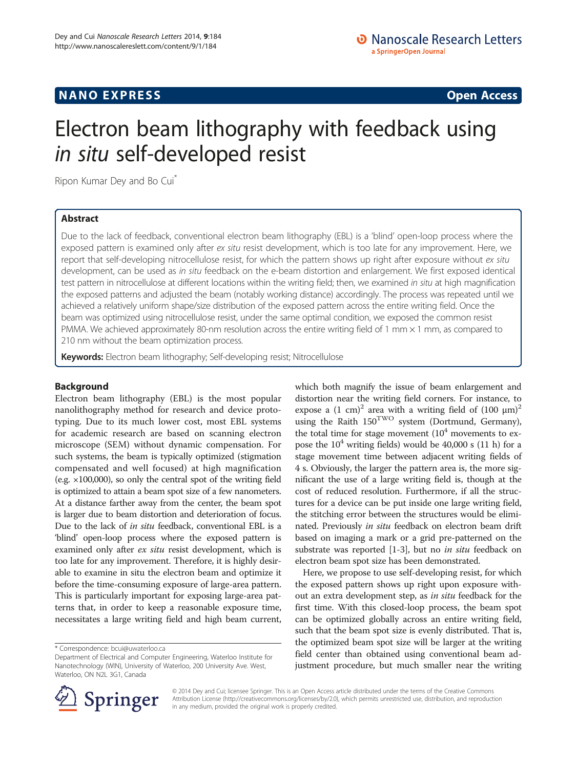**NANO EXPRESS** **Open Access**

# Electron beam lithography with feedback using *in situ* self-developed resist

Ripon Kumar Dey and Bo Cui*

## Abstract

Due to the lack of feedback, conventional electron beam lithography (EBL) is a 'blind' open-loop process where the exposed pattern is examined only after *ex situ* resist development, which is too late for any improvement. Here, we report that self-developing nitrocellulose resist, for which the pattern shows up right after exposure without *ex situ* development, can be used as *in situ* feedback on the e-beam distortion and enlargement. We first exposed identical test pattern in nitrocellulose at different locations within the writing field; then, we examined *in situ* at high magnification the exposed patterns and adjusted the beam (notably working distance) accordingly. The process was repeated until we achieved a relatively uniform shape/size distribution of the exposed pattern across the entire writing field. Once the beam was optimized using nitrocellulose resist, under the same optimal condition, we exposed the common resist PMMA. We achieved approximately 80-nm resolution across the entire writing field of 1 mm × 1 mm, as compared to 210 nm without the beam optimization process.

**Keywords:** Electron beam lithography; Self-developing resist; Nitrocellulose

## Background

Electron beam lithography (EBL) is the most popular nanolithography method for research and device prototyping. Due to its much lower cost, most EBL systems for academic research are based on scanning electron microscope (SEM) without dynamic compensation. For such systems, the beam is typically optimized (stigmation compensated and well focused) at high magnification (e.g. ×100,000), so only the central spot of the writing field is optimized to attain a beam spot size of a few nanometers. At a distance farther away from the center, the beam spot is larger due to beam distortion and deterioration of focus. Due to the lack of *in situ* feedback, conventional EBL is a 'blind' open-loop process where the exposed pattern is examined only after *ex situ* resist development, which is too late for any improvement. Therefore, it is highly desirable to examine in situ the electron beam and optimize it before the time-consuming exposure of large-area pattern. This is particularly important for exposing large-area patterns that, in order to keep a reasonable exposure time, necessitates a large writing field and high beam current, which both magnify the issue of beam enlargement and distortion near the writing field corners. For instance, to expose a $(1\ \text{cm})^2$ area with a writing field of $(100\ \mu\text{m})^2$ using the Raith $150^{\text{TWO}}$ system (Dortmund, Germany), the total time for stage movement ($10^4$ movements to expose the $10^4$ writing fields) would be 40,000 s (11 h) for a stage movement time between adjacent writing fields of 4 s. Obviously, the larger the pattern area is, the more significant the use of a large writing field is, though at the cost of reduced resolution. Furthermore, if all the structures for a device can be put inside one large writing field, the stitching error between the structures would be eliminated. Previously *in situ* feedback on electron beam drift based on imaging a mark or a grid pre-patterned on the substrate was reported [1-3], but no *in situ* feedback on electron beam spot size has been demonstrated.

Here, we propose to use self-developing resist, for which the exposed pattern shows up right upon exposure without an extra development step, as *in situ* feedback for the first time. With this closed-loop process, the beam spot can be optimized globally across an entire writing field, such that the beam spot size is evenly distributed. That is, the optimized beam spot size will be larger at the writing field center than obtained using conventional beam adjustment procedure, but much smaller near the writing

\* Correspondence: bcui@uwaterloo.ca
Department of Electrical and Computer Engineering, Waterloo Institute for Nanotechnology (WIN), University of Waterloo, 200 University Ave. West, Waterloo, ON N2L 3G1, Canada

© 2014 Dey and Cui; licensee Springer. This is an Open Access article distributed under the terms of the Creative Commons Attribution License (http://creativecommons.org/licenses/by/2.0), which permits unrestricted use, distribution, and reproduction in any medium, provided the original work is properly credited.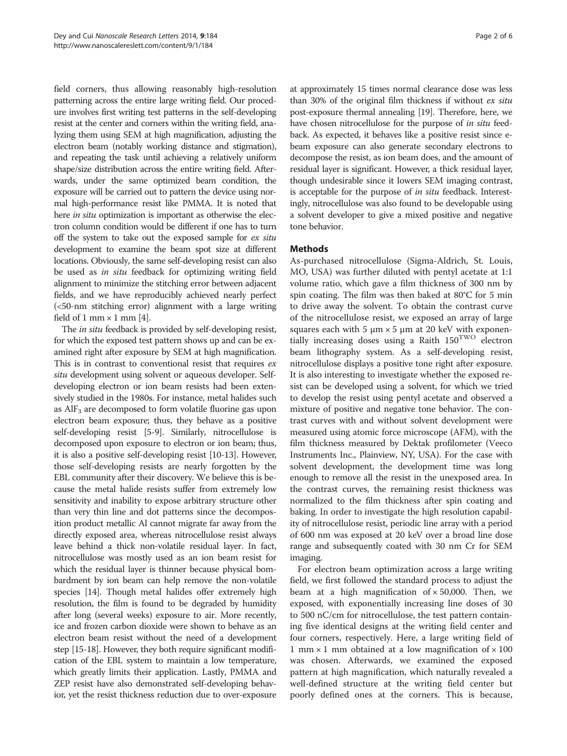field corners, thus allowing reasonably high-resolution patterning across the entire large writing field. Our procedure involves first writing test patterns in the self-developing resist at the center and corners within the writing field, analyzing them using SEM at high magnification, adjusting the electron beam (notably working distance and stigmation), and repeating the task until achieving a relatively uniform shape/size distribution across the entire writing field. Afterwards, under the same optimized beam condition, the exposure will be carried out to pattern the device using normal high-performance resist like PMMA. It is noted that here *in situ* optimization is important as otherwise the electron column condition would be different if one has to turn off the system to take out the exposed sample for *ex situ* development to examine the beam spot size at different locations. Obviously, the same self-developing resist can also be used as *in situ* feedback for optimizing writing field alignment to minimize the stitching error between adjacent fields, and we have reproducibly achieved nearly perfect (<50-nm stitching error) alignment with a large writing field of 1 mm × 1 mm [4].

The *in situ* feedback is provided by self-developing resist, for which the exposed test pattern shows up and can be examined right after exposure by SEM at high magnification. This is in contrast to conventional resist that requires *ex situ* development using solvent or aqueous developer. Self-developing electron or ion beam resists had been extensively studied in the 1980s. For instance, metal halides such as $AlF_3$ are decomposed to form volatile fluorine gas upon electron beam exposure; thus, they behave as a positive self-developing resist [5-9]. Similarly, nitrocellulose is decomposed upon exposure to electron or ion beam; thus, it is also a positive self-developing resist [10-13]. However, those self-developing resists are nearly forgotten by the EBL community after their discovery. We believe this is because the metal halide resists suffer from extremely low sensitivity and inability to expose arbitrary structure other than very thin line and dot patterns since the decomposition product metallic Al cannot migrate far away from the directly exposed area, whereas nitrocellulose resist always leave behind a thick non-volatile residual layer. In fact, nitrocellulose was mostly used as an ion beam resist for which the residual layer is thinner because physical bombardment by ion beam can help remove the non-volatile species [14]. Though metal halides offer extremely high resolution, the film is found to be degraded by humidity after long (several weeks) exposure to air. More recently, ice and frozen carbon dioxide were shown to behave as an electron beam resist without the need of a development step [15-18]. However, they both require significant modification of the EBL system to maintain a low temperature, which greatly limits their application. Lastly, PMMA and ZEP resist have also demonstrated self-developing behavior, yet the resist thickness reduction due to over-exposure at approximately 15 times normal clearance dose was less than 30% of the original film thickness if without *ex situ* post-exposure thermal annealing [19]. Therefore, here, we have chosen nitrocellulose for the purpose of *in situ* feedback. As expected, it behaves like a positive resist since e-beam exposure can also generate secondary electrons to decompose the resist, as ion beam does, and the amount of residual layer is significant. However, a thick residual layer, though undesirable since it lowers SEM imaging contrast, is acceptable for the purpose of *in situ* feedback. Interestingly, nitrocellulose was also found to be developable using a solvent developer to give a mixed positive and negative tone behavior.

## Methods

As-purchased nitrocellulose (Sigma-Aldrich, St. Louis, MO, USA) was further diluted with pentyl acetate at 1:1 volume ratio, which gave a film thickness of 300 nm by spin coating. The film was then baked at 80°C for 5 min to drive away the solvent. To obtain the contrast curve of the nitrocellulose resist, we exposed an array of large squares each with 5 μm × 5 μm at 20 keV with exponentially increasing doses using a Raith $150^{TWO}$ electron beam lithography system. As a self-developing resist, nitrocellulose displays a positive tone right after exposure. It is also interesting to investigate whether the exposed resist can be developed using a solvent, for which we tried to develop the resist using pentyl acetate and observed a mixture of positive and negative tone behavior. The contrast curves with and without solvent development were measured using atomic force microscope (AFM), with the film thickness measured by Dektak profilometer (Veeco Instruments Inc., Plainview, NY, USA). For the case with solvent development, the development time was long enough to remove all the resist in the unexposed area. In the contrast curves, the remaining resist thickness was normalized to the film thickness after spin coating and baking. In order to investigate the high resolution capability of nitrocellulose resist, periodic line array with a period of 600 nm was exposed at 20 keV over a broad line dose range and subsequently coated with 30 nm Cr for SEM imaging.

For electron beam optimization across a large writing field, we first followed the standard process to adjust the beam at a high magnification of × 50,000. Then, we exposed, with exponentially increasing line doses of 30 to 500 nC/cm for nitrocellulose, the test pattern containing five identical designs at the writing field center and four corners, respectively. Here, a large writing field of 1 mm × 1 mm obtained at a low magnification of × 100 was chosen. Afterwards, we examined the exposed pattern at high magnification, which naturally revealed a well-defined structure at the writing field center but poorly defined ones at the corners. This is because,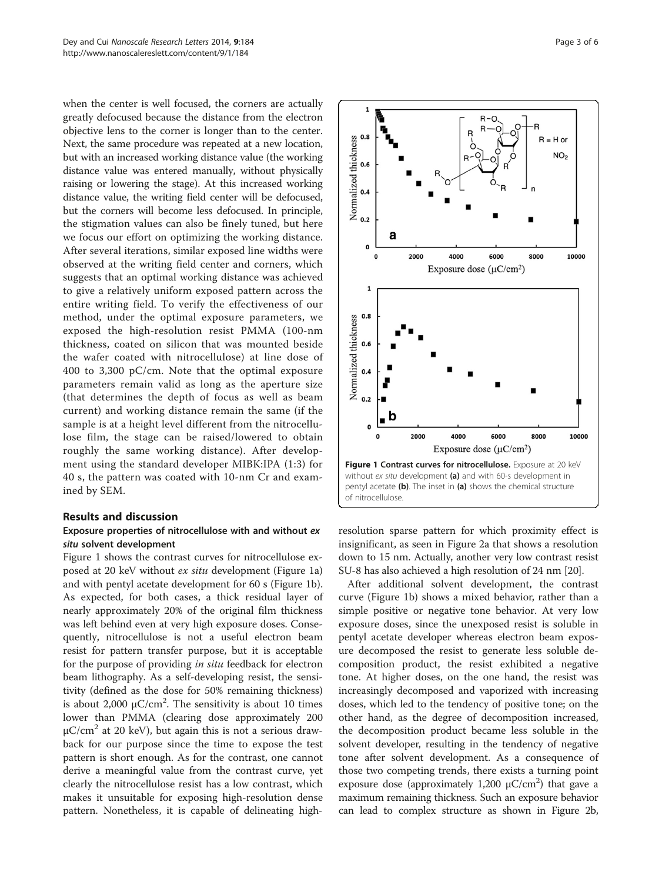when the center is well focused, the corners are actually greatly defocused because the distance from the electron objective lens to the corner is longer than to the center. Next, the same procedure was repeated at a new location, but with an increased working distance value (the working distance value was entered manually, without physically raising or lowering the stage). At this increased working distance value, the writing field center will be defocused, but the corners will become less defocused. In principle, the stigmation values can also be finely tuned, but here we focus our effort on optimizing the working distance. After several iterations, similar exposed line widths were observed at the writing field center and corners, which suggests that an optimal working distance was achieved to give a relatively uniform exposed pattern across the entire writing field. To verify the effectiveness of our method, under the optimal exposure parameters, we exposed the high-resolution resist PMMA (100-nm thickness, coated on silicon that was mounted beside the wafer coated with nitrocellulose) at line dose of 400 to 3,300 pC/cm. Note that the optimal exposure parameters remain valid as long as the aperture size (that determines the depth of focus as well as beam current) and working distance remain the same (if the sample is at a height level different from the nitrocellulose film, the stage can be raised/lowered to obtain roughly the same working distance). After development using the standard developer MIBK:IPA (1:3) for 40 s, the pattern was coated with 10-nm Cr and examined by SEM.

## Results and discussion

### Exposure properties of nitrocellulose with and without *ex situ* solvent development

Figure 1 shows the contrast curves for nitrocellulose exposed at 20 keV without *ex situ* development (Figure 1a) and with pentyl acetate development for 60 s (Figure 1b). As expected, for both cases, a thick residual layer of nearly approximately 20% of the original film thickness was left behind even at very high exposure doses. Consequently, nitrocellulose is not a useful electron beam resist for pattern transfer purpose, but it is acceptable for the purpose of providing *in situ* feedback for electron beam lithography. As a self-developing resist, the sensitivity (defined as the dose for 50% remaining thickness) is about 2,000 μC/cm$^2$. The sensitivity is about 10 times lower than PMMA (clearing dose approximately 200 μC/cm$^2$ at 20 keV), but again this is not a serious drawback for our purpose since the time to expose the test pattern is short enough. As for the contrast, one cannot derive a meaningful value from the contrast curve, yet clearly the nitrocellulose resist has a low contrast, which makes it unsuitable for exposing high-resolution dense pattern. Nonetheless, it is capable of delineating high-resolution sparse pattern for which proximity effect is insignificant, as seen in Figure 2a that shows a resolution down to 15 nm. Actually, another very low contrast resist SU-8 has also achieved a high resolution of 24 nm [20].

**Figure 1 Contrast curves for nitrocellulose.** Exposure at 20 keV without *ex situ* development **(a)** and with 60-s development in pentyl acetate **(b)**. The inset in **(a)** shows the chemical structure of nitrocellulose.

After additional solvent development, the contrast curve (Figure 1b) shows a mixed behavior, rather than a simple positive or negative tone behavior. At very low exposure doses, since the unexposed resist is soluble in pentyl acetate developer whereas electron beam exposure decomposed the resist to generate less soluble decomposition product, the resist exhibited a negative tone. At higher doses, on the one hand, the resist was increasingly decomposed and vaporized with increasing doses, which led to the tendency of positive tone; on the other hand, as the degree of decomposition increased, the decomposition product became less soluble in the solvent developer, resulting in the tendency of negative tone after solvent development. As a consequence of those two competing trends, there exists a turning point exposure dose (approximately 1,200 μC/cm$^2$) that gave a maximum remaining thickness. Such an exposure behavior can lead to complex structure as shown in Figure 2b,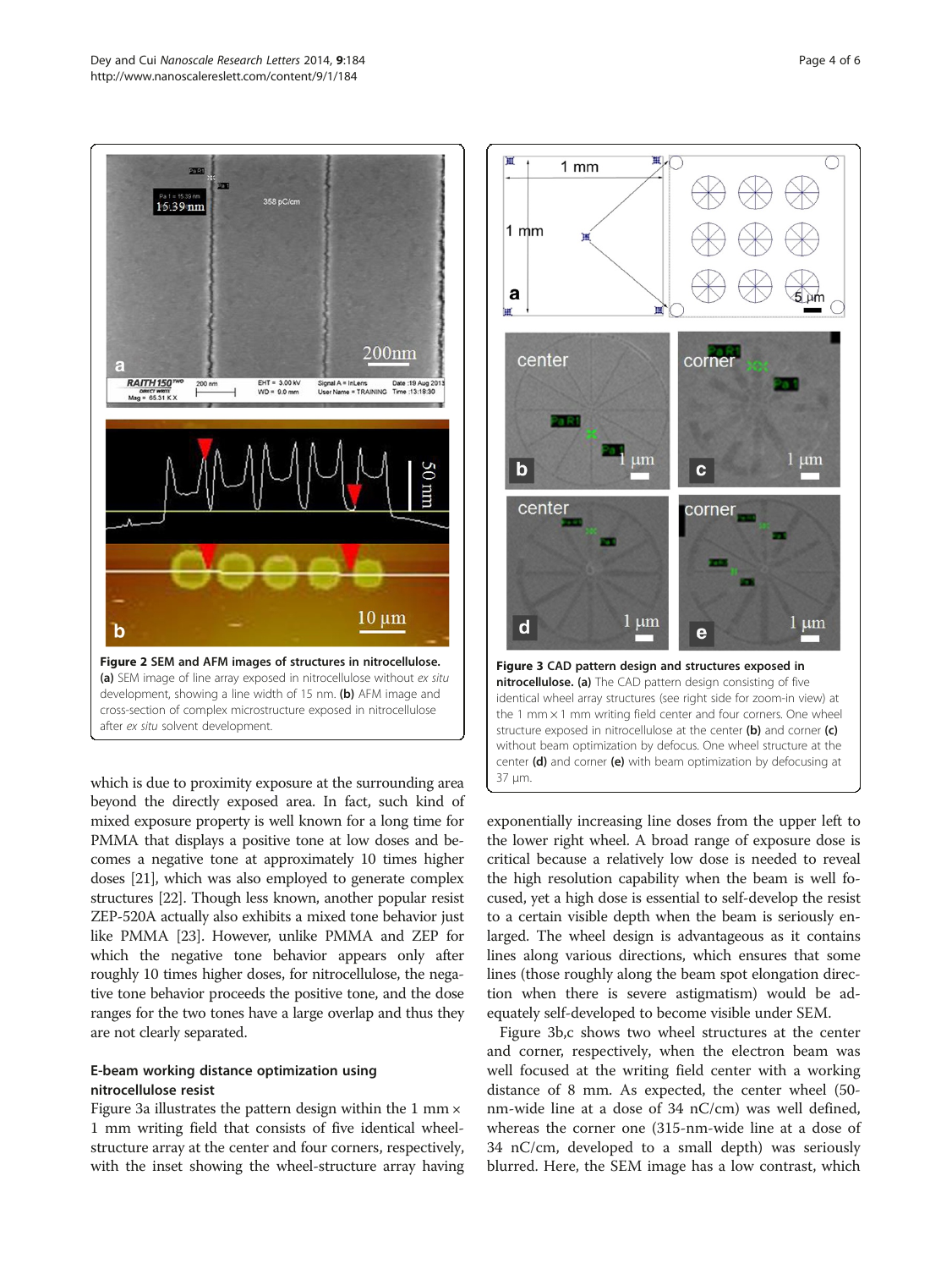Figure 2 SEM and AFM images of structures in nitrocellulose. (a) SEM image of line array exposed in nitrocellulose without *ex situ* development, showing a line width of 15 nm. (b) AFM image and cross-section of complex microstructure exposed in nitrocellulose after *ex situ* solvent development.

Figure 3 CAD pattern design and structures exposed in nitrocellulose. (a) The CAD pattern design consisting of five identical wheel array structures (see right side for zoom-in view) at the 1 mm × 1 mm writing field center and four corners. One wheel structure exposed in nitrocellulose at the center (b) and corner (c) without beam optimization by defocus. One wheel structure at the center (d) and corner (e) with beam optimization by defocusing at 37 μm.

which is due to proximity exposure at the surrounding area beyond the directly exposed area. In fact, such kind of mixed exposure property is well known for a long time for PMMA that displays a positive tone at low doses and becomes a negative tone at approximately 10 times higher doses [21], which was also employed to generate complex structures [22]. Though less known, another popular resist ZEP-520A actually also exhibits a mixed tone behavior just like PMMA [23]. However, unlike PMMA and ZEP for which the negative tone behavior appears only after roughly 10 times higher doses, for nitrocellulose, the negative tone behavior proceeds the positive tone, and the dose ranges for the two tones have a large overlap and thus they are not clearly separated.

## E-beam working distance optimization using nitrocellulose resist

Figure 3a illustrates the pattern design within the 1 mm × 1 mm writing field that consists of five identical wheel-structure array at the center and four corners, respectively, with the inset showing the wheel-structure array having exponentially increasing line doses from the upper left to the lower right wheel. A broad range of exposure dose is critical because a relatively low dose is needed to reveal the high resolution capability when the beam is well focused, yet a high dose is essential to self-develop the resist to a certain visible depth when the beam is seriously enlarged. The wheel design is advantageous as it contains lines along various directions, which ensures that some lines (those roughly along the beam spot elongation direction when there is severe astigmatism) would be adequately self-developed to become visible under SEM.

Figure 3b,c shows two wheel structures at the center and corner, respectively, when the electron beam was well focused at the writing field center with a working distance of 8 mm. As expected, the center wheel (50-nm-wide line at a dose of 34 nC/cm) was well defined, whereas the corner one (315-nm-wide line at a dose of 34 nC/cm, developed to a small depth) was seriously blurred. Here, the SEM image has a low contrast, which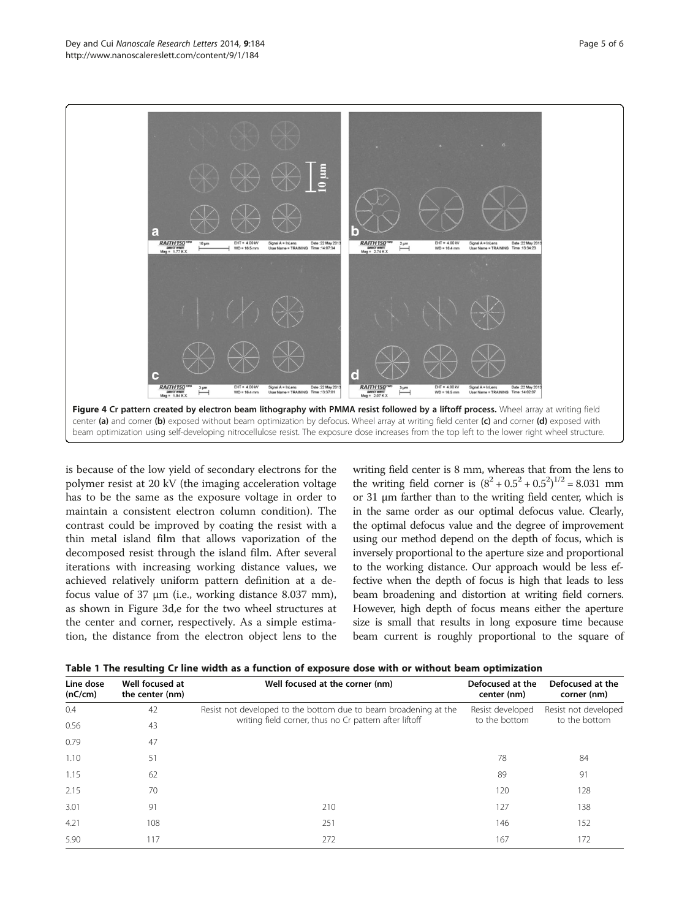Figure 4 Cr pattern created by electron beam lithography with PMMA resist followed by a liftoff process. Wheel array at writing field center (a) and corner (b) exposed without beam optimization by defocus. Wheel array at writing field center (c) and corner (d) exposed with beam optimization using self-developing nitrocellulose resist. The exposure dose increases from the top left to the lower right wheel structure.

is because of the low yield of secondary electrons for the polymer resist at 20 kV (the imaging acceleration voltage has to be the same as the exposure voltage in order to maintain a consistent electron column condition). The contrast could be improved by coating the resist with a thin metal island film that allows vaporization of the decomposed resist through the island film. After several iterations with increasing working distance values, we achieved relatively uniform pattern definition at a defocus value of 37 μm (i.e., working distance 8.037 mm), as shown in Figure 3d,e for the two wheel structures at the center and corner, respectively. As a simple estimation, the distance from the electron object lens to the writing field center is 8 mm, whereas that from the lens to the writing field corner is $(8^2 + 0.5^2 + 0.5^2)^{1/2} = 8.031$ mm or 31 μm farther than to the writing field center, which is in the same order as our optimal defocus value. Clearly, the optimal defocus value and the degree of improvement using our method depend on the depth of focus, which is inversely proportional to the aperture size and proportional to the working distance. Our approach would be less effective when the depth of focus is high that leads to less beam broadening and distortion at writing field corners. However, high depth of focus means either the aperture size is small that results in long exposure time because beam current is roughly proportional to the square of

**Table 1 The resulting Cr line width as a function of exposure dose with or without beam optimization**

| Line dose (nC/cm) | Well focused at the center (nm) | Well focused at the corner (nm) | Defocused at the center (nm) | Defocused at the corner (nm) |
|---|---|---|---|---|
| 0.4 | 42 | Resist not developed to the bottom due to beam broadening at the writing field corner, thus no Cr pattern after liftoff | Resist developed to the bottom | Resist not developed to the bottom |
| 0.56 | 43 | | | |
| 0.79 | 47 | | | |
| 1.10 | 51 | | 78 | 84 |
| 1.15 | 62 | | 89 | 91 |
| 2.15 | 70 | | 120 | 128 |
| 3.01 | 91 | 210 | 127 | 138 |
| 4.21 | 108 | 251 | 146 | 152 |
| 5.90 | 117 | 272 | 167 | 172 |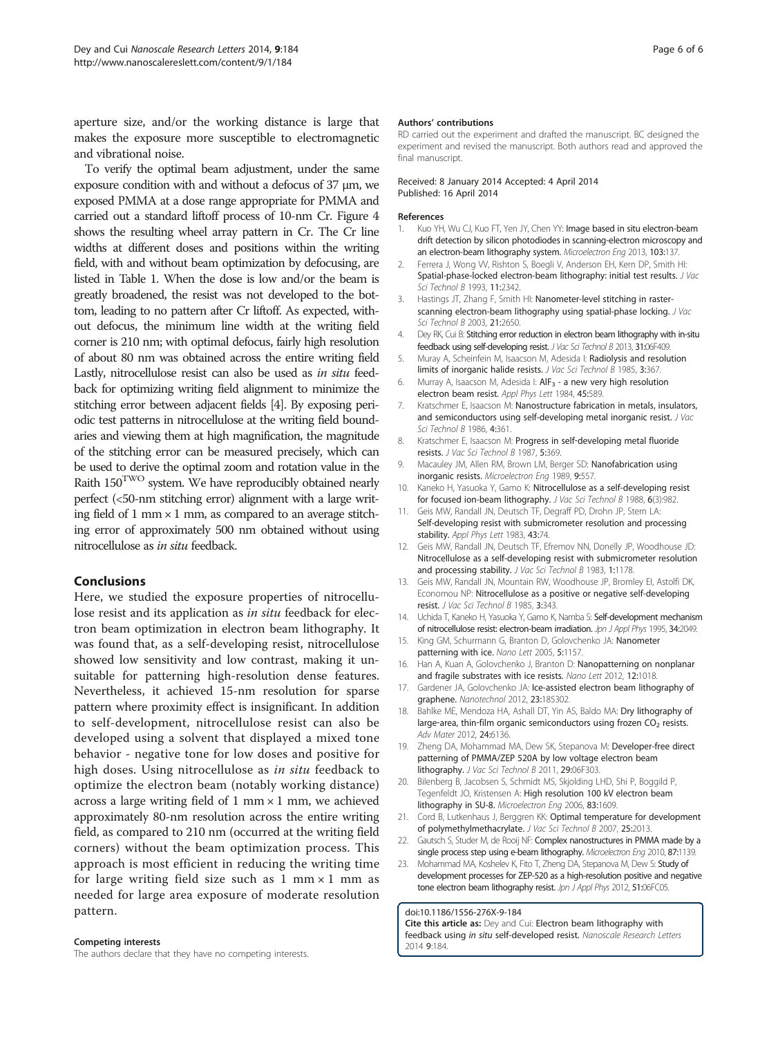aperture size, and/or the working distance is large that makes the exposure more susceptible to electromagnetic and vibrational noise.

To verify the optimal beam adjustment, under the same exposure condition with and without a defocus of 37 μm, we exposed PMMA at a dose range appropriate for PMMA and carried out a standard liftoff process of 10-nm Cr. Figure 4 shows the resulting wheel array pattern in Cr. The Cr line widths at different doses and positions within the writing field, with and without beam optimization by defocusing, are listed in Table 1. When the dose is low and/or the beam is greatly broadened, the resist was not developed to the bottom, leading to no pattern after Cr liftoff. As expected, without defocus, the minimum line width at the writing field corner is 210 nm; with optimal defocus, fairly high resolution of about 80 nm was obtained across the entire writing field Lastly, nitrocellulose resist can also be used as *in situ* feedback for optimizing writing field alignment to minimize the stitching error between adjacent fields [4]. By exposing periodic test patterns in nitrocellulose at the writing field boundaries and viewing them at high magnification, the magnitude of the stitching error can be measured precisely, which can be used to derive the optimal zoom and rotation value in the Raith $150^{TWO}$ system. We have reproducibly obtained nearly perfect (<50-nm stitching error) alignment with a large writing field of 1 mm × 1 mm, as compared to an average stitching error of approximately 500 nm obtained without using nitrocellulose as *in situ* feedback.

## Conclusions

Here, we studied the exposure properties of nitrocellulose resist and its application as *in situ* feedback for electron beam optimization in electron beam lithography. It was found that, as a self-developing resist, nitrocellulose showed low sensitivity and low contrast, making it unsuitable for patterning high-resolution dense features. Nevertheless, it achieved 15-nm resolution for sparse pattern where proximity effect is insignificant. In addition to self-development, nitrocellulose resist can also be developed using a solvent that displayed a mixed tone behavior - negative tone for low doses and positive for high doses. Using nitrocellulose as *in situ* feedback to optimize the electron beam (notably working distance) across a large writing field of 1 mm × 1 mm, we achieved approximately 80-nm resolution across the entire writing field, as compared to 210 nm (occurred at the writing field corners) without the beam optimization process. This approach is most efficient in reducing the writing time for large writing field size such as 1 mm × 1 mm as needed for large area exposure of moderate resolution pattern.

#### Competing interests
The authors declare that they have no competing interests.

#### Authors' contributions
RD carried out the experiment and drafted the manuscript. BC designed the experiment and revised the manuscript. Both authors read and approved the final manuscript.

Received: 8 January 2014 Accepted: 4 April 2014
Published: 16 April 2014

#### References
1. Kuo YH, Wu CJ, Kuo FT, Yen JY, Chen YY: Image based in situ electron-beam drift detection by silicon photodiodes in scanning-electron microscopy and an electron-beam lithography system. *Microelectron Eng* 2013, 103:137.
2. Ferrera J, Wong VV, Rishton S, Boegli V, Anderson EH, Kern DP, Smith HI: Spatial-phase-locked electron-beam lithography: initial test results. *J Vac Sci Technol B* 1993, 11:2342.
3. Hastings JT, Zhang F, Smith HI: Nanometer-level stitching in raster-scanning electron-beam lithography using spatial-phase locking. *J Vac Sci Technol B* 2003, 21:2650.
4. Dey RK, Cui B: Stitching error reduction in electron beam lithography with in-situ feedback using self-developing resist. *J Vac Sci Technol B* 2013, 31:06F409.
5. Muray A, Scheinfein M, Isaacson M, Adesida I: Radiolysis and resolution limits of inorganic halide resists. *J Vac Sci Technol B* 1985, 3:367.
6. Murray A, Isaacson M, Adesida I: $AlF_3$ - a new very high resolution electron beam resist. *Appl Phys Lett* 1984, 45:589.
7. Kratschmer E, Isaacson M: Nanostructure fabrication in metals, insulators, and semiconductors using self-developing metal inorganic resist. *J Vac Sci Technol B* 1986, 4:361.
8. Kratschmer E, Isaacson M: Progress in self-developing metal fluoride resists. *J Vac Sci Technol B* 1987, 5:369.
9. Macauley JM, Allen RM, Brown LM, Berger SD: Nanofabrication using inorganic resists. *Microelectron Eng* 1989, 9:557.
10. Kaneko H, Yasuoka Y, Gamo K: Nitrocellulose as a self-developing resist for focused ion-beam lithography. *J Vac Sci Technol B* 1988, 6(3):982.
11. Geis MW, Randall JN, Deutsch TF, Degraff PD, Drohn JP, Stern LA: Self-developing resist with submicrometer resolution and processing stability. *Appl Phys Lett* 1983, 43:74.
12. Geis MW, Randall JN, Deutsch TF, Efremov NN, Donelly JP, Woodhouse JD: Nitrocellulose as a self-developing resist with submicrometer resolution and processing stability. *J Vac Sci Technol B* 1983, 1:1178.
13. Geis MW, Randall JN, Mountain RW, Woodhouse JP, Bromley EI, Astolfi DK, Economou NP: Nitrocellulose as a positive or negative self-developing resist. *J Vac Sci Technol B* 1985, 3:343.
14. Uchida T, Kaneko H, Yasuoka Y, Gamo K, Namba S: Self-development mechanism of nitrocellulose resist: electron-beam irradiation. *Jpn J Appl Phys* 1995, 34:2049.
15. King GM, Schurmann G, Branton D, Golovchenko JA: Nanometer patterning with ice. *Nano Lett* 2005, 5:1157.
16. Han A, Kuan A, Golovchenko J, Branton D: Nanopatterning on nonplanar and fragile substrates with ice resists. *Nano Lett* 2012, 12:1018.
17. Gardener JA, Golovchenko JA: Ice-assisted electron beam lithography of graphene. *Nanotechnol* 2012, 23:185302.
18. Bahlke ME, Mendoza HA, Ashall DT, Yin AS, Baldo MA: Dry lithography of large-area, thin-film organic semiconductors using frozen $CO_2$ resists. *Adv Mater* 2012, 24:6136.
19. Zheng DA, Mohammad MA, Dew SK, Stepanova M: Developer-free direct patterning of PMMA/ZEP 520A by low voltage electron beam lithography. *J Vac Sci Technol B* 2011, 29:06F303.
20. Bilenberg B, Jacobsen S, Schmidt MS, Skjolding LHD, Shi P, Boggild P, Tegenfeldt JO, Kristensen A: High resolution 100 kV electron beam lithography in SU-8. *Microelectron Eng* 2006, 83:1609.
21. Cord B, Lutkenhaus J, Berggren KK: Optimal temperature for development of polymethylmethacrylate. *J Vac Sci Technol B* 2007, 25:2013.
22. Gautsch S, Studer M, de Rooij NF: Complex nanostructures in PMMA made by a single process step using e-beam lithography. *Microelectron Eng* 2010, 87:1139.
23. Mohammad MA, Koshelev K, Fito T, Zheng DA, Stepanova M, Dew S: Study of development processes for ZEP-520 as a high-resolution positive and negative tone electron beam lithography resist. *Jpn J Appl Phys* 2012, 51:06FC05.

doi:10.1186/1556-276X-9-184

**Cite this article as:** Dey and Cui: Electron beam lithography with feedback using *in situ* self-developed resist. *Nanoscale Research Letters* 2014 9:184.